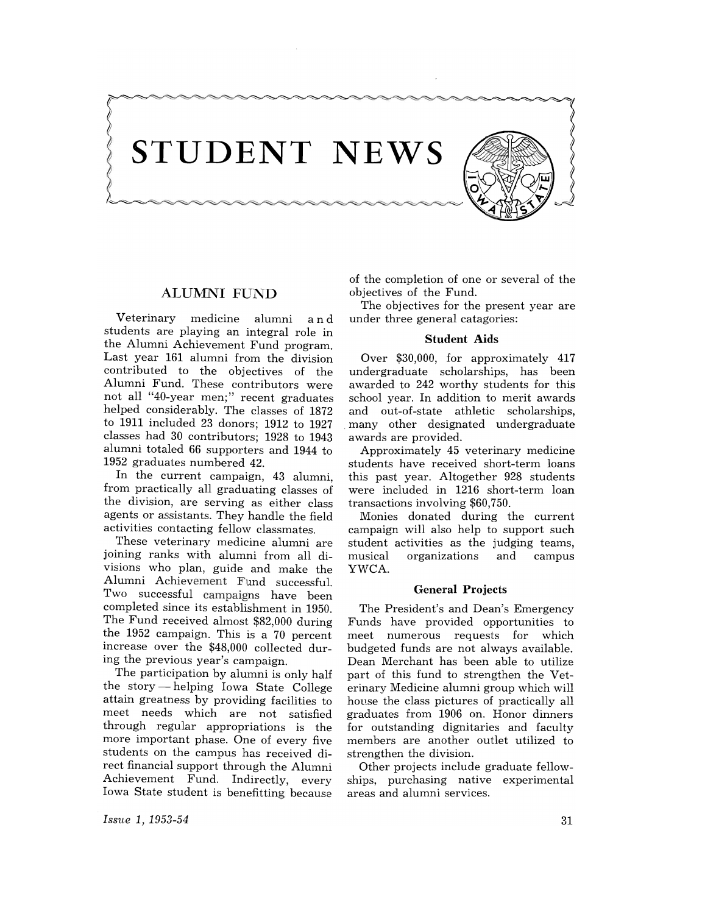# STUDENT NEWS

## ALUMNI FUND

Veterinary medicine alumni and students are playing an integral role in the Alumni Achievement Fund program. Last year 161 alumni from the division contributed to the objectives of the Alumni Fund. These contributors were not all "40-year men;" recent graduates helped considerably. The classes of 1872 to 1911 included 23 donors; 1912 to 1927 classes had 30 contributors; 1928 to 1943 alumni totaled 66 supporters and 1944 to 1952 graduates numbered 42.

In the current campaign, 43 alumni, from practically all graduating classes of the division, are serving as either class agents or assistants. They handle the field activities contacting fellow classmates.

These veterinary medicine alumni are joining ranks with alumni from all divisions who plan, guide and make the Alumni Achievement Fund successful. Two successful campaigns have been completed since its establishment in 1950. The Fund received almost $82,000 during the 1952 campaign. This is a 70 percent increase over the $48,000 collected during the previous year's campaign.

The participation by alumni is only half the story — helping Iowa State College attain greatness by providing facilities to meet needs which are not satisfied through regular appropriations is the more important phase. One of every five students on the campus has received direct financial support through the Alumni Achievement Fund. Indirectly, every Iowa State student is benefitting because of the completion of one or several of the objectives of the Fund.

The objectives for the present year are under three general catagories:

### Student Aids

Over $30,000, for approximately 417 undergraduate scholarships, has been awarded to 242 worthy students for this school year. In addition to merit awards and out-of-state athletic scholarships, many other designated undergraduate awards are provided.

Approximately 45 veterinary medicine students have received short-term loans this past year. Altogether 928 students were included in 1216 short-term loan transactions involving $60,750.

Monies donated during the current campaign will also help to support such student activities as the judging teams, musical organizations and campus YWCA.

### General Projects

The President's and Dean's Emergency Funds have provided opportunities to meet numerous requests for which budgeted funds are not always available. Dean Merchant has been able to utilize part of this fund to strengthen the Veterinary Medicine alumni group which will house the class pictures of practically all graduates from 1906 on. Honor dinners for outstanding dignitaries and faculty members are another outlet utilized to strengthen the division.

Other projects include graduate fellowships, purchasing native experimental areas and alumni services.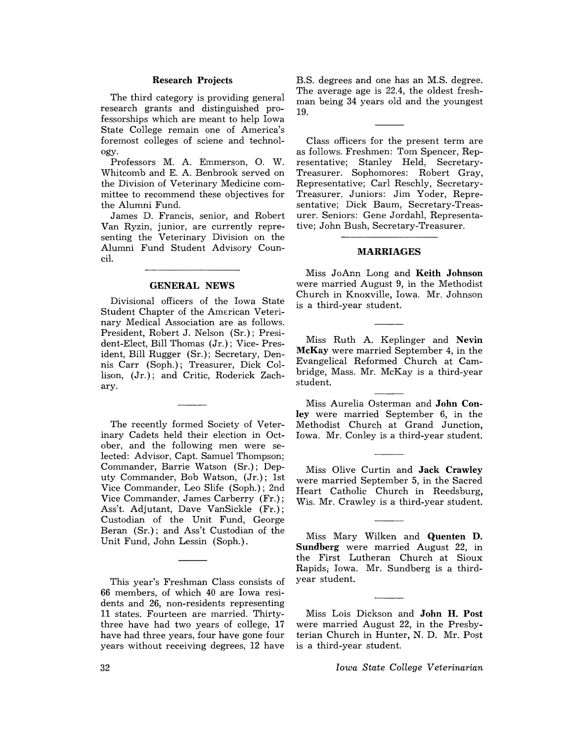### Research Projects

The third category is providing general research grants and distinguished professorships which are meant to help Iowa State College remain one of America's foremost colleges of sciene and technology.

Professors M. A. Emmerson, O. W. Whitcomb and E. A. Benbrook served on the Division of Veterinary Medicine committee to recommend these objectives for the Alumni Fund.

James D. Francis, senior, and Robert Van Ryzin, junior, are currently representing the Veterinary Division on the Alumni Fund Student Advisory Council.

## GENERAL NEWS

Divisional officers of the Iowa State Student Chapter of the American Veterinary Medical Association are as follows. President, Robert J. Nelson (Sr.); President-Elect, Bill Thomas (Jr.); Vice- President, Bill Rugger (Sr.); Secretary, Dennis Carr (Soph.); Treasurer, Dick Collison, (Jr.); and Critic, Roderick Zachary.

The recently formed Society of Veterinary Cadets held their election in October, and the following men were selected: Advisor, Capt. Samuel Thompson; Commander, Barrie Watson (Sr.); Deputy Commander, Bob Watson, (Jr.); 1st Vice Commander, Leo Slife (Soph.); 2nd Vice Commander, James Carberry (Fr.); Ass't. Adjutant, Dave VanSickle (Fr.); Custodian of the Unit Fund, George Beran (Sr.); and Ass't Custodian of the Unit Fund, John Lessin (Soph.).

This year's Freshman Class consists of 66 members, of which 40 are Iowa residents and 26, non-residents representing 11 states. Fourteen are married. Thirty-three have had two years of college, 17 have had three years, four have gone four years without receiving degrees, 12 have B.S. degrees and one has an M.S. degree. The average age is 22.4, the oldest freshman being 34 years old and the youngest 19.

Class officers for the present term are as follows. Freshmen: Tom Spencer, Representative; Stanley Held, Secretary-Treasurer. Sophomores: Robert Gray, Representative; Carl Reschly, Secretary-Treasurer. Juniors: Jim Yoder, Representative; Dick Baum, Secretary-Treasurer. Seniors: Gene Jordahl, Representative; John Bush, Secretary-Treasurer.

## MARRIAGES

Miss JoAnn Long and **Keith Johnson** were married August 9, in the Methodist Church in Knoxville, Iowa. Mr. Johnson is a third-year student.

Miss Ruth A. Keplinger and **Nevin McKay** were married September 4, in the Evangelical Reformed Church at Cambridge, Mass. Mr. McKay is a third-year student.

Miss Aurelia Osterman and **John Conley** were married September 6, in the Methodist Church at Grand Junction, Iowa. Mr. Conley is a third-year student.

Miss Olive Curtin and **Jack Crawley** were married September 5, in the Sacred Heart Catholic Church in Reedsburg, Wis. Mr. Crawley is a third-year student.

Miss Mary Wilken and **Quenten D. Sundberg** were married August 22, in the First Lutheran Church at Sioux Rapids, Iowa. Mr. Sundberg is a third-year student.

Miss Lois Dickson and **John H. Post** were married August 22, in the Presbyterian Church in Hunter, N. D. Mr. Post is a third-year student.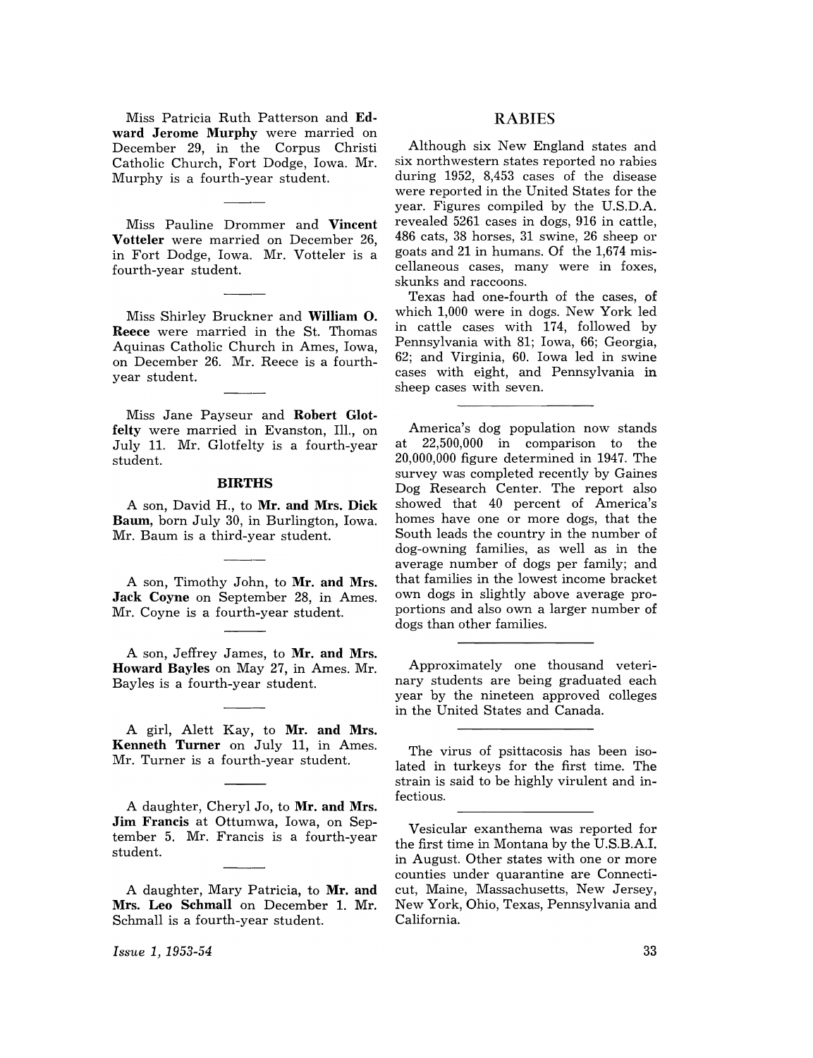Miss Patricia Ruth Patterson and **Edward Jerome Murphy** were married on December 29, in the Corpus Christi Catholic Church, Fort Dodge, Iowa. Mr. Murphy is a fourth-year student.

---

Miss Pauline Drommer and **Vincent Votteler** were married on December 26, in Fort Dodge, Iowa. Mr. Votteler is a fourth-year student.

---

Miss Shirley Bruckner and **William O. Reece** were married in the St. Thomas Aquinas Catholic Church in Ames, Iowa, on December 26. Mr. Reece is a fourth-year student.

---

Miss Jane Payseur and **Robert Glotfelty** were married in Evanston, Ill., on July 11. Mr. Glotfelty is a fourth-year student.

### BIRTHS

A son, David H., to **Mr. and Mrs. Dick Baum**, born July 30, in Burlington, Iowa. Mr. Baum is a third-year student.

---

A son, Timothy John, to **Mr. and Mrs. Jack Coyne** on September 28, in Ames. Mr. Coyne is a fourth-year student.

---

A son, Jeffrey James, to **Mr. and Mrs. Howard Bayles** on May 27, in Ames. Mr. Bayles is a fourth-year student.

---

A girl, Alett Kay, to **Mr. and Mrs. Kenneth Turner** on July 11, in Ames. Mr. Turner is a fourth-year student.

---

A daughter, Cheryl Jo, to **Mr. and Mrs. Jim Francis** at Ottumwa, Iowa, on September 5. Mr. Francis is a fourth-year student.

---

A daughter, Mary Patricia, to **Mr. and Mrs. Leo Schmall** on December 1. Mr. Schmall is a fourth-year student.

## RABIES

Although six New England states and six northwestern states reported no rabies during 1952, 8,453 cases of the disease were reported in the United States for the year. Figures compiled by the U.S.D.A. revealed 5261 cases in dogs, 916 in cattle, 486 cats, 38 horses, 31 swine, 26 sheep or goats and 21 in humans. Of the 1,674 miscellaneous cases, many were in foxes, skunks and raccoons.

Texas had one-fourth of the cases, of which 1,000 were in dogs. New York led in cattle cases with 174, followed by Pennsylvania with 81; Iowa, 66; Georgia, 62; and Virginia, 60. Iowa led in swine cases with eight, and Pennsylvania in sheep cases with seven.

---

America's dog population now stands at 22,500,000 in comparison to the 20,000,000 figure determined in 1947. The survey was completed recently by Gaines Dog Research Center. The report also showed that 40 percent of America's homes have one or more dogs, that the South leads the country in the number of dog-owning families, as well as in the average number of dogs per family; and that families in the lowest income bracket own dogs in slightly above average proportions and also own a larger number of dogs than other families.

---

Approximately one thousand veterinary students are being graduated each year by the nineteen approved colleges in the United States and Canada.

---

The virus of psittacosis has been isolated in turkeys for the first time. The strain is said to be highly virulent and infectious.

---

Vesicular exanthema was reported for the first time in Montana by the U.S.B.A.I. in August. Other states with one or more counties under quarantine are Connecticut, Maine, Massachusetts, New Jersey, New York, Ohio, Texas, Pennsylvania and California.